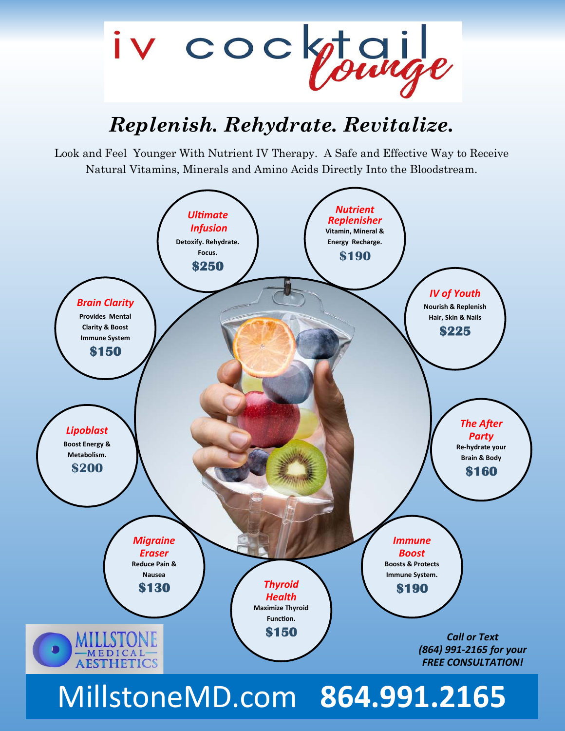# iv cocktail lounge

## *Replenish. Rehydrate. Revitalize.*

Look and Feel Younger With Nutrient IV Therapy. A Safe and Effective Way to Receive Natural Vitamins, Minerals and Amino Acids Directly Into the Bloodstream.

***Ultimate Infusion***
**Detoxify. Rehydrate. Focus.**
**$250**

***Nutrient Replenisher***
**Vitamin, Mineral & Energy Recharge.**
**$190**

***Brain Clarity***
**Provides Mental Clarity & Boost Immune System**
**$150**

***IV of Youth***
**Nourish & Replenish Hair, Skin & Nails**
**$225**

***Lipoblast***
**Boost Energy & Metabolism.**
**$200**

***The After Party***
**Re-hydrate your Brain & Body**
**$160**

***Migraine Eraser***
**Reduce Pain & Nausea**
**$130**

***Immune Boost***
**Boosts & Protects Immune System.**
**$190**

***Thyroid Health***
**Maximize Thyroid Function.**
**$150**

MILLSTONE MEDICAL AESTHETICS

***Call or Text (864) 991-2165 for your FREE CONSULTATION!***

MillstoneMD.com **864.991.2165**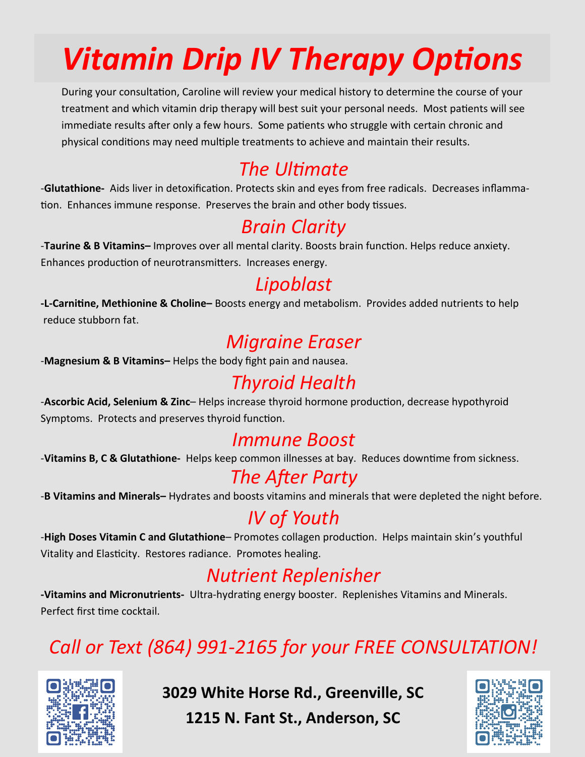# *Vitamin Drip IV Therapy Options*

During your consultation, Caroline will review your medical history to determine the course of your treatment and which vitamin drip therapy will best suit your personal needs. Most patients will see immediate results after only a few hours. Some patients who struggle with certain chronic and physical conditions may need multiple treatments to achieve and maintain their results.

## *The Ultimate*

-**Glutathione-** Aids liver in detoxification. Protects skin and eyes from free radicals. Decreases inflammation. Enhances immune response. Preserves the brain and other body tissues.

## *Brain Clarity*

-**Taurine & B Vitamins–** Improves over all mental clarity. Boosts brain function. Helps reduce anxiety. Enhances production of neurotransmitters. Increases energy.

## *Lipoblast*

**-L-Carnitine, Methionine & Choline–** Boosts energy and metabolism. Provides added nutrients to help reduce stubborn fat.

## *Migraine Eraser*

-**Magnesium & B Vitamins–** Helps the body fight pain and nausea.

## *Thyroid Health*

-**Ascorbic Acid, Selenium & Zinc**– Helps increase thyroid hormone production, decrease hypothyroid Symptoms. Protects and preserves thyroid function.

## *Immune Boost*

-**Vitamins B, C & Glutathione-** Helps keep common illnesses at bay. Reduces downtime from sickness.

## *The After Party*

-**B Vitamins and Minerals–** Hydrates and boosts vitamins and minerals that were depleted the night before.

## *IV of Youth*

-**High Doses Vitamin C and Glutathione**– Promotes collagen production. Helps maintain skin's youthful Vitality and Elasticity. Restores radiance. Promotes healing.

## *Nutrient Replenisher*

**-Vitamins and Micronutrients-** Ultra-hydrating energy booster. Replenishes Vitamins and Minerals. Perfect first time cocktail.

## *Call or Text (864) 991-2165 for your FREE CONSULTATION!*

**3029 White Horse Rd., Greenville, SC**

**1215 N. Fant St., Anderson, SC**